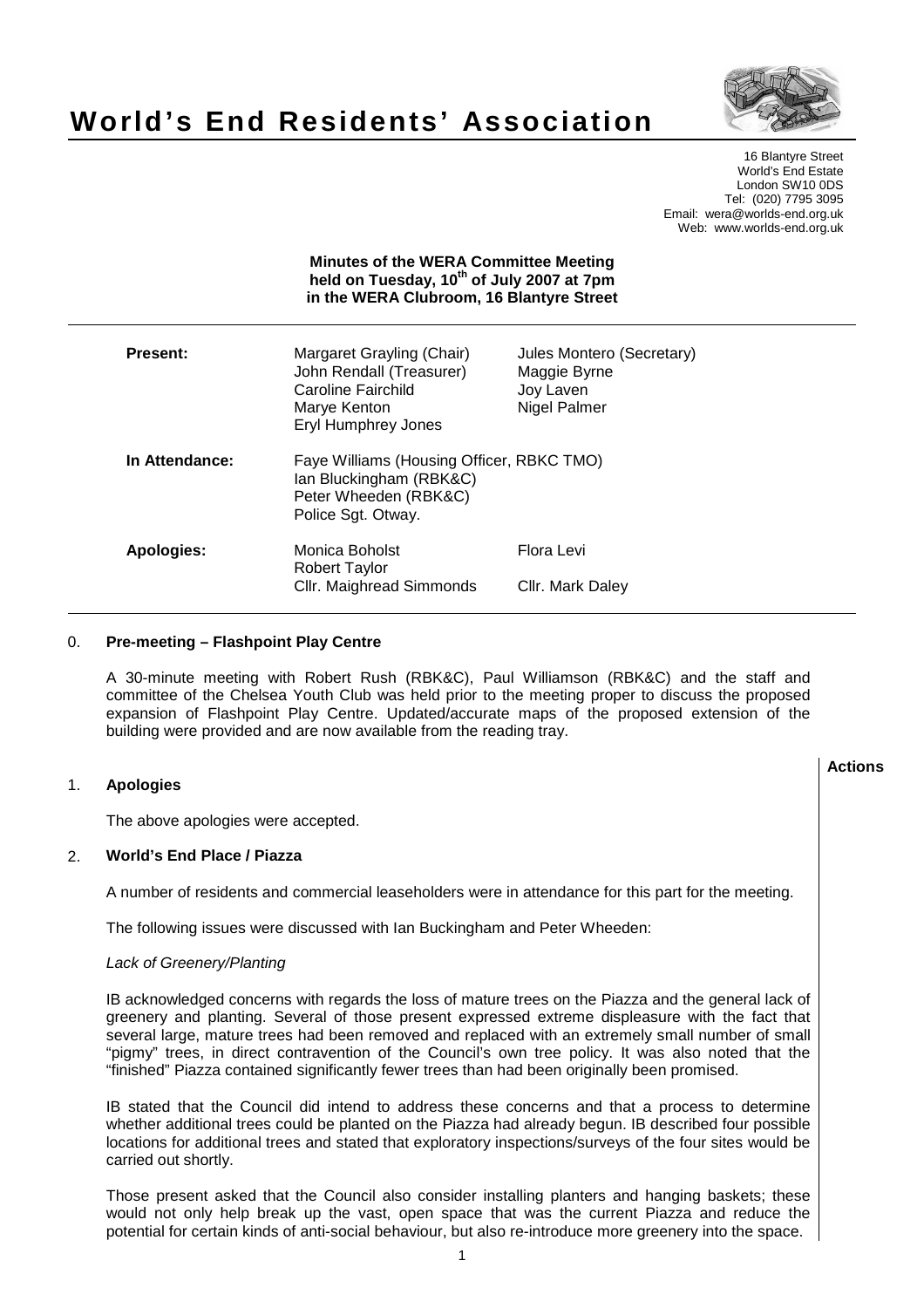# World's End Residents' Association

16 Blantyre Street
World's End Estate
London SW10 0DS
Tel: (020) 7795 3095
Email: wera@worlds-end.org.uk
Web: www.worlds-end.org.uk

**Minutes of the WERA Committee Meeting held on Tuesday, 10th of July 2007 at 7pm in the WERA Clubroom, 16 Blantyre Street**

| | | |
|---|---|---|
| **Present:** | Margaret Grayling (Chair) | Jules Montero (Secretary) |
| | John Rendall (Treasurer) | Maggie Byrne |
| | Caroline Fairchild | Joy Laven |
| | Marye Kenton | Nigel Palmer |
| | Eryl Humphrey Jones | |
| **In Attendance:** | Faye Williams (Housing Officer, RBKC TMO) | |
| | Ian Bluckingham (RBK&C) | |
| | Peter Wheeden (RBK&C) | |
| | Police Sgt. Otway. | |
| **Apologies:** | Monica Boholst | Flora Levi |
| | Robert Taylor | |
| | Cllr. Maighread Simmonds | Cllr. Mark Daley |

## 0. Pre-meeting – Flashpoint Play Centre

A 30-minute meeting with Robert Rush (RBK&C), Paul Williamson (RBK&C) and the staff and committee of the Chelsea Youth Club was held prior to the meeting proper to discuss the proposed expansion of Flashpoint Play Centre. Updated/accurate maps of the proposed extension of the building were provided and are now available from the reading tray.

**Actions**

## 1. Apologies

The above apologies were accepted.

## 2. World's End Place / Piazza

A number of residents and commercial leaseholders were in attendance for this part for the meeting.

The following issues were discussed with Ian Buckingham and Peter Wheeden:

*Lack of Greenery/Planting*

IB acknowledged concerns with regards the loss of mature trees on the Piazza and the general lack of greenery and planting. Several of those present expressed extreme displeasure with the fact that several large, mature trees had been removed and replaced with an extremely small number of small "pigmy" trees, in direct contravention of the Council's own tree policy. It was also noted that the "finished" Piazza contained significantly fewer trees than had originally been promised.

IB stated that the Council did intend to address these concerns and that a process to determine whether additional trees could be planted on the Piazza had already begun. IB described four possible locations for additional trees and stated that exploratory inspections/surveys of the four sites would be carried out shortly.

Those present asked that the Council also consider installing planters and hanging baskets; these would not only help break up the vast, open space that was the current Piazza and reduce the potential for certain kinds of anti-social behaviour, but also re-introduce more greenery into the space.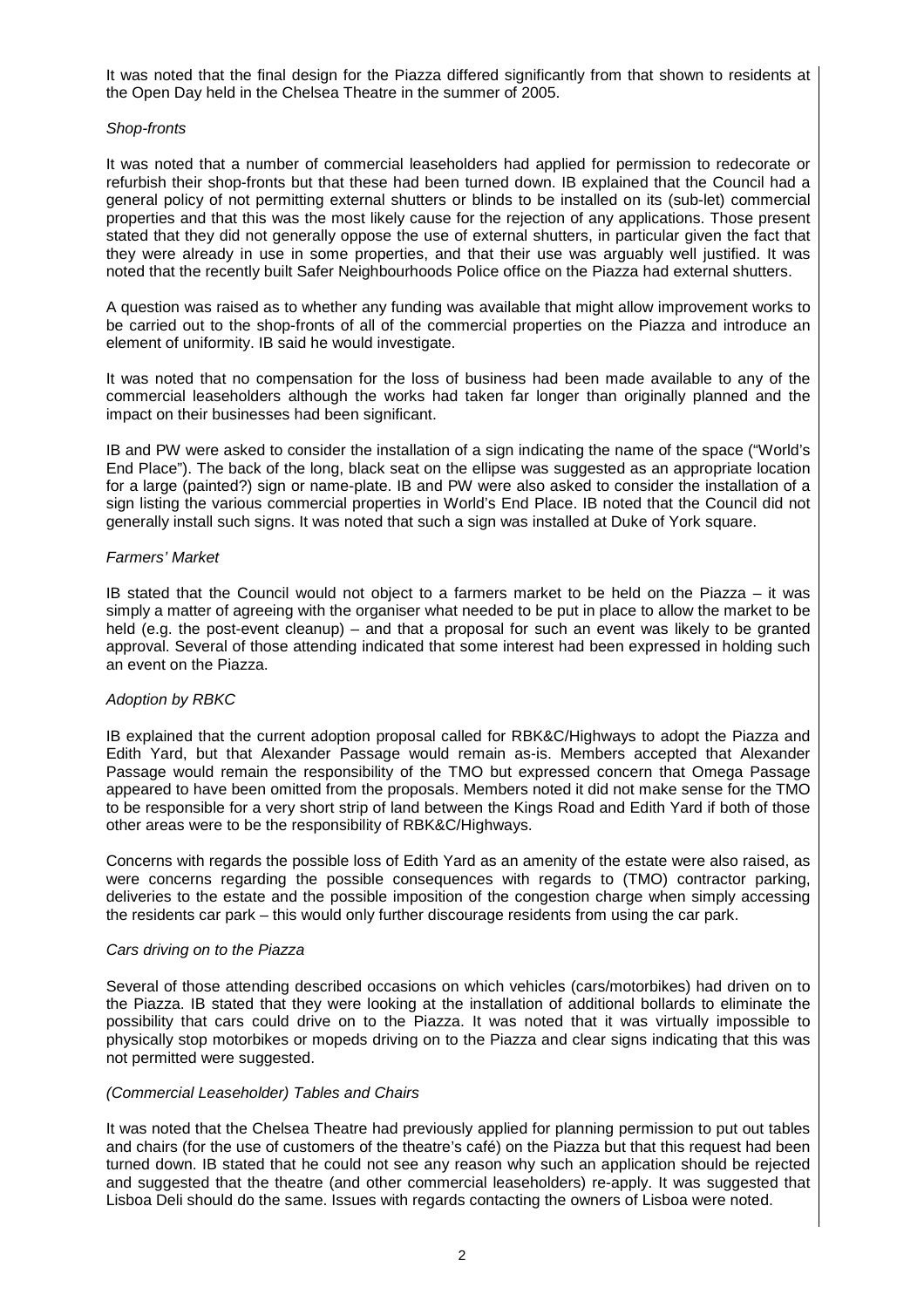It was noted that the final design for the Piazza differed significantly from that shown to residents at the Open Day held in the Chelsea Theatre in the summer of 2005.

*Shop-fronts*

It was noted that a number of commercial leaseholders had applied for permission to redecorate or refurbish their shop-fronts but that these had been turned down. IB explained that the Council had a general policy of not permitting external shutters or blinds to be installed on its (sub-let) commercial properties and that this was the most likely cause for the rejection of any applications. Those present stated that they did not generally oppose the use of external shutters, in particular given the fact that they were already in use in some properties, and that their use was arguably well justified. It was noted that the recently built Safer Neighbourhoods Police office on the Piazza had external shutters.

A question was raised as to whether any funding was available that might allow improvement works to be carried out to the shop-fronts of all of the commercial properties on the Piazza and introduce an element of uniformity. IB said he would investigate.

It was noted that no compensation for the loss of business had been made available to any of the commercial leaseholders although the works had taken far longer than originally planned and the impact on their businesses had been significant.

IB and PW were asked to consider the installation of a sign indicating the name of the space ("World's End Place"). The back of the long, black seat on the ellipse was suggested as an appropriate location for a large (painted?) sign or name-plate. IB and PW were also asked to consider the installation of a sign listing the various commercial properties in World's End Place. IB noted that the Council did not generally install such signs. It was noted that such a sign was installed at Duke of York square.

*Farmers' Market*

IB stated that the Council would not object to a farmers market to be held on the Piazza – it was simply a matter of agreeing with the organiser what needed to be put in place to allow the market to be held (e.g. the post-event cleanup) – and that a proposal for such an event was likely to be granted approval. Several of those attending indicated that some interest had been expressed in holding such an event on the Piazza.

*Adoption by RBKC*

IB explained that the current adoption proposal called for RBK&C/Highways to adopt the Piazza and Edith Yard, but that Alexander Passage would remain as-is. Members accepted that Alexander Passage would remain the responsibility of the TMO but expressed concern that Omega Passage appeared to have been omitted from the proposals. Members noted it did not make sense for the TMO to be responsible for a very short strip of land between the Kings Road and Edith Yard if both of those other areas were to be the responsibility of RBK&C/Highways.

Concerns with regards the possible loss of Edith Yard as an amenity of the estate were also raised, as were concerns regarding the possible consequences with regards to (TMO) contractor parking, deliveries to the estate and the possible imposition of the congestion charge when simply accessing the residents car park – this would only further discourage residents from using the car park.

*Cars driving on to the Piazza*

Several of those attending described occasions on which vehicles (cars/motorbikes) had driven on to the Piazza. IB stated that they were looking at the installation of additional bollards to eliminate the possibility that cars could drive on to the Piazza. It was noted that it was virtually impossible to physically stop motorbikes or mopeds driving on to the Piazza and clear signs indicating that this was not permitted were suggested.

*(Commercial Leaseholder) Tables and Chairs*

It was noted that the Chelsea Theatre had previously applied for planning permission to put out tables and chairs (for the use of customers of the theatre's café) on the Piazza but that this request had been turned down. IB stated that he could not see any reason why such an application should be rejected and suggested that the theatre (and other commercial leaseholders) re-apply. It was suggested that Lisboa Deli should do the same. Issues with regards contacting the owners of Lisboa were noted.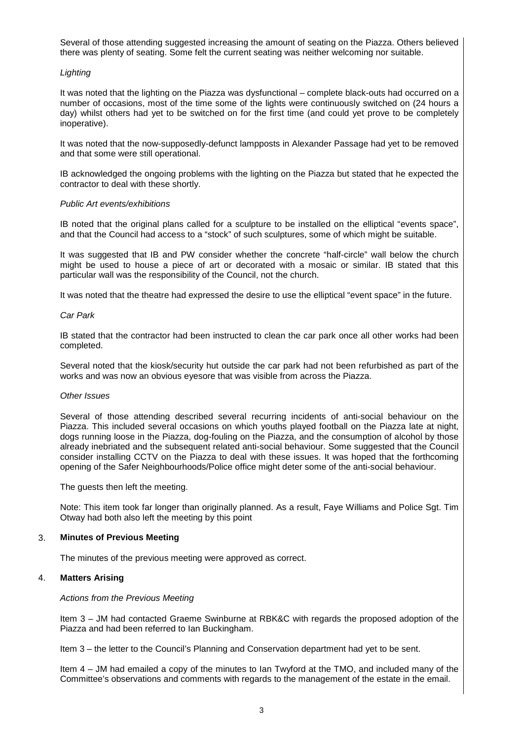Several of those attending suggested increasing the amount of seating on the Piazza. Others believed there was plenty of seating. Some felt the current seating was neither welcoming nor suitable.

*Lighting*

It was noted that the lighting on the Piazza was dysfunctional – complete black-outs had occurred on a number of occasions, most of the time some of the lights were continuously switched on (24 hours a day) whilst others had yet to be switched on for the first time (and could yet prove to be completely inoperative).

It was noted that the now-supposedly-defunct lampposts in Alexander Passage had yet to be removed and that some were still operational.

IB acknowledged the ongoing problems with the lighting on the Piazza but stated that he expected the contractor to deal with these shortly.

*Public Art events/exhibitions*

IB noted that the original plans called for a sculpture to be installed on the elliptical "events space", and that the Council had access to a "stock" of such sculptures, some of which might be suitable.

It was suggested that IB and PW consider whether the concrete "half-circle" wall below the church might be used to house a piece of art or decorated with a mosaic or similar. IB stated that this particular wall was the responsibility of the Council, not the church.

It was noted that the theatre had expressed the desire to use the elliptical "event space" in the future.

*Car Park*

IB stated that the contractor had been instructed to clean the car park once all other works had been completed.

Several noted that the kiosk/security hut outside the car park had not been refurbished as part of the works and was now an obvious eyesore that was visible from across the Piazza.

*Other Issues*

Several of those attending described several recurring incidents of anti-social behaviour on the Piazza. This included several occasions on which youths played football on the Piazza late at night, dogs running loose in the Piazza, dog-fouling on the Piazza, and the consumption of alcohol by those already inebriated and the subsequent related anti-social behaviour. Some suggested that the Council consider installing CCTV on the Piazza to deal with these issues. It was hoped that the forthcoming opening of the Safer Neighbourhoods/Police office might deter some of the anti-social behaviour.

The guests then left the meeting.

Note: This item took far longer than originally planned. As a result, Faye Williams and Police Sgt. Tim Otway had both also left the meeting by this point

## 3. Minutes of Previous Meeting

The minutes of the previous meeting were approved as correct.

## 4. Matters Arising

*Actions from the Previous Meeting*

Item 3 – JM had contacted Graeme Swinburne at RBK&C with regards the proposed adoption of the Piazza and had been referred to Ian Buckingham.

Item 3 – the letter to the Council's Planning and Conservation department had yet to be sent.

Item 4 – JM had emailed a copy of the minutes to Ian Twyford at the TMO, and included many of the Committee's observations and comments with regards to the management of the estate in the email.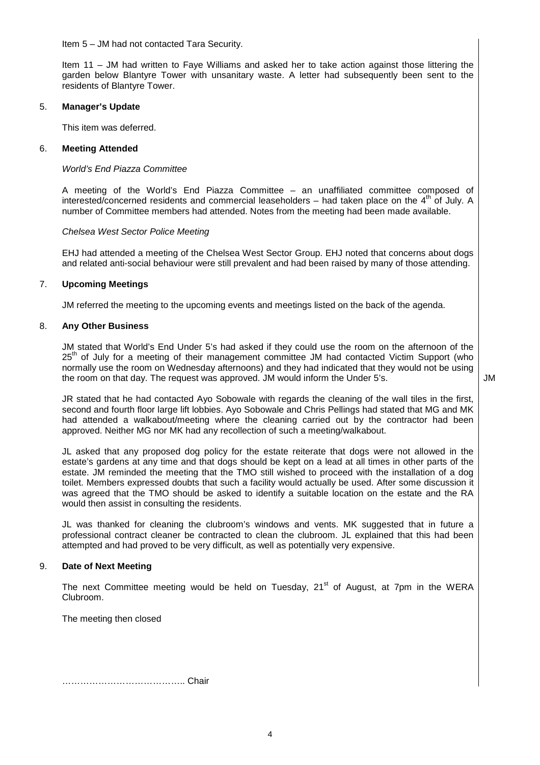Item 5 – JM had not contacted Tara Security.

Item 11 – JM had written to Faye Williams and asked her to take action against those littering the garden below Blantyre Tower with unsanitary waste. A letter had subsequently been sent to the residents of Blantyre Tower.

## 5. **Manager's Update**

This item was deferred.

## 6. **Meeting Attended**

*World's End Piazza Committee*

A meeting of the World's End Piazza Committee – an unaffiliated committee composed of interested/concerned residents and commercial leaseholders – had taken place on the 4th of July. A number of Committee members had attended. Notes from the meeting had been made available.

*Chelsea West Sector Police Meeting*

EHJ had attended a meeting of the Chelsea West Sector Group. EHJ noted that concerns about dogs and related anti-social behaviour were still prevalent and had been raised by many of those attending.

## 7. **Upcoming Meetings**

JM referred the meeting to the upcoming events and meetings listed on the back of the agenda.

## 8. **Any Other Business**

JM stated that World's End Under 5's had asked if they could use the room on the afternoon of the 25th of July for a meeting of their management committee JM had contacted Victim Support (who normally use the room on Wednesday afternoons) and they had indicated that they would not be using the room on that day. The request was approved. JM would inform the Under 5's. **JM**

JR stated that he had contacted Ayo Sobowale with regards the cleaning of the wall tiles in the first, second and fourth floor large lift lobbies. Ayo Sobowale and Chris Pellings had stated that MG and MK had attended a walkabout/meeting where the cleaning carried out by the contractor had been approved. Neither MG nor MK had any recollection of such a meeting/walkabout.

JL asked that any proposed dog policy for the estate reiterate that dogs were not allowed in the estate's gardens at any time and that dogs should be kept on a lead at all times in other parts of the estate. JM reminded the meeting that the TMO still wished to proceed with the installation of a dog toilet. Members expressed doubts that such a facility would actually be used. After some discussion it was agreed that the TMO should be asked to identify a suitable location on the estate and the RA would then assist in consulting the residents.

JL was thanked for cleaning the clubroom's windows and vents. MK suggested that in future a professional contract cleaner be contracted to clean the clubroom. JL explained that this had been attempted and had proved to be very difficult, as well as potentially very expensive.

## 9. **Date of Next Meeting**

The next Committee meeting would be held on Tuesday, 21st of August, at 7pm in the WERA Clubroom.

The meeting then closed

………………………………….. Chair